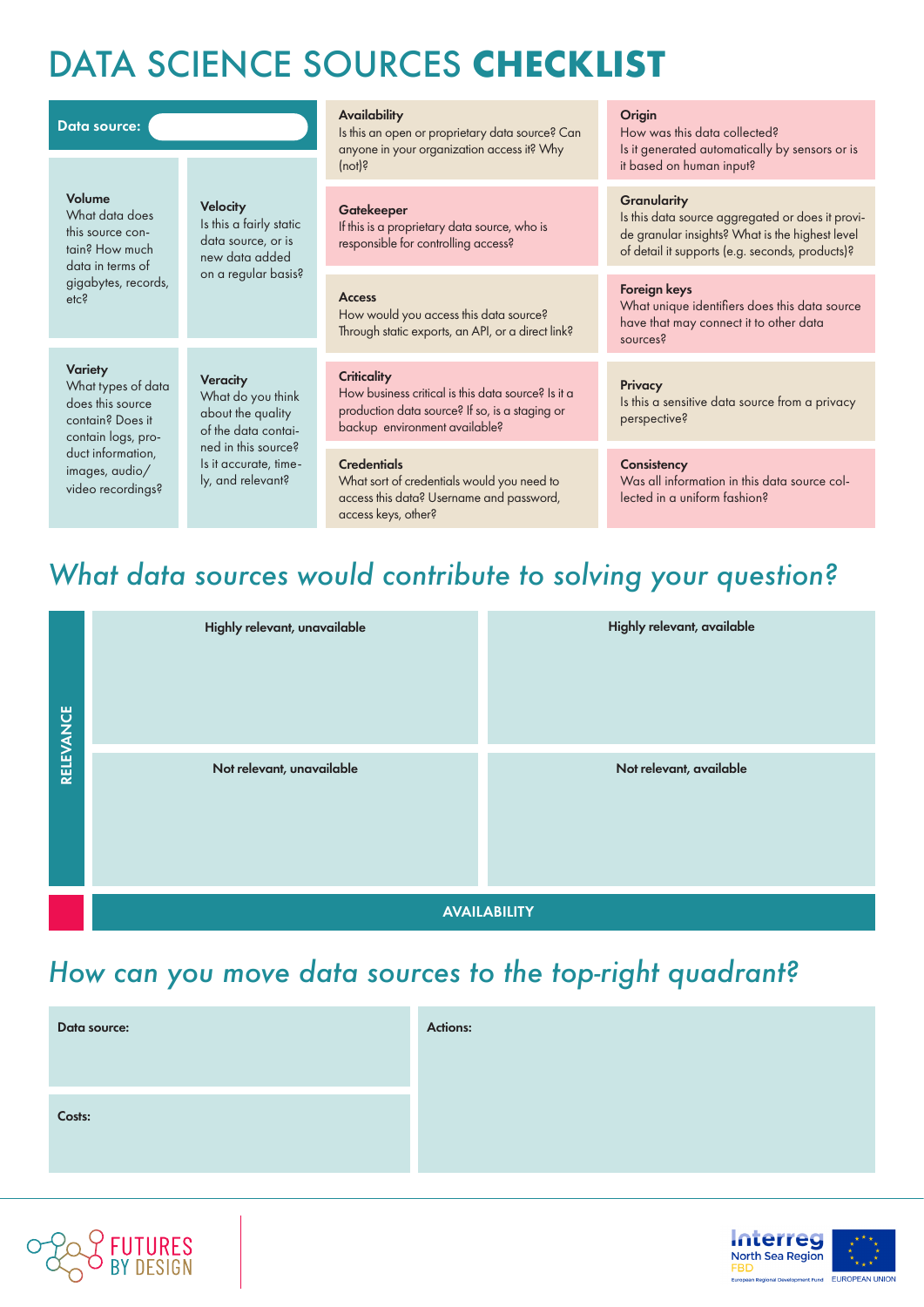# DATA SCIENCE SOURCES **CHECKLIST**

**Data source:**

**Volume**
What data does this source contain? How much data in terms of gigabytes, records, etc?

**Velocity**
Is this a fairly static data source, or is new data added on a regular basis?

**Variety**
What types of data does this source contain? Does it contain logs, product information, images, audio/video recordings?

**Veracity**
What do you think about the quality of the data contained in this source? Is it accurate, timely, and relevant?

**Availability**
Is this an open or proprietary data source? Can anyone in your organization access it? Why (not)?

**Gatekeeper**
If this is a proprietary data source, who is responsible for controlling access?

**Access**
How would you access this data source? Through static exports, an API, or a direct link?

**Criticality**
How business critical is this data source? Is it a production data source? If so, is a staging or backup environment available?

**Credentials**
What sort of credentials would you need to access this data? Username and password, access keys, other?

**Origin**
How was this data collected? Is it generated automatically by sensors or is it based on human input?

**Granularity**
Is this data source aggregated or does it provide granular insights? What is the highest level of detail it supports (e.g. seconds, products)?

**Foreign keys**
What unique identifiers does this data source have that may connect it to other data sources?

**Privacy**
Is this a sensitive data source from a privacy perspective?

**Consistency**
Was all information in this data source collected in a uniform fashion?

## *What data sources would contribute to solving your question?*

| RELEVANCE | | |
|---|---|---|
| | **Highly relevant, unavailable** | **Highly relevant, available** |
| | **Not relevant, unavailable** | **Not relevant, available** |
| | **AVAILABILITY** | |

## *How can you move data sources to the top-right quadrant?*

| | |
|---|---|
| **Data source:** | **Actions:** |
| **Costs:** | |

FUTURES BY DESIGN

Interreg North Sea Region FBD
European Regional Development Fund
EUROPEAN UNION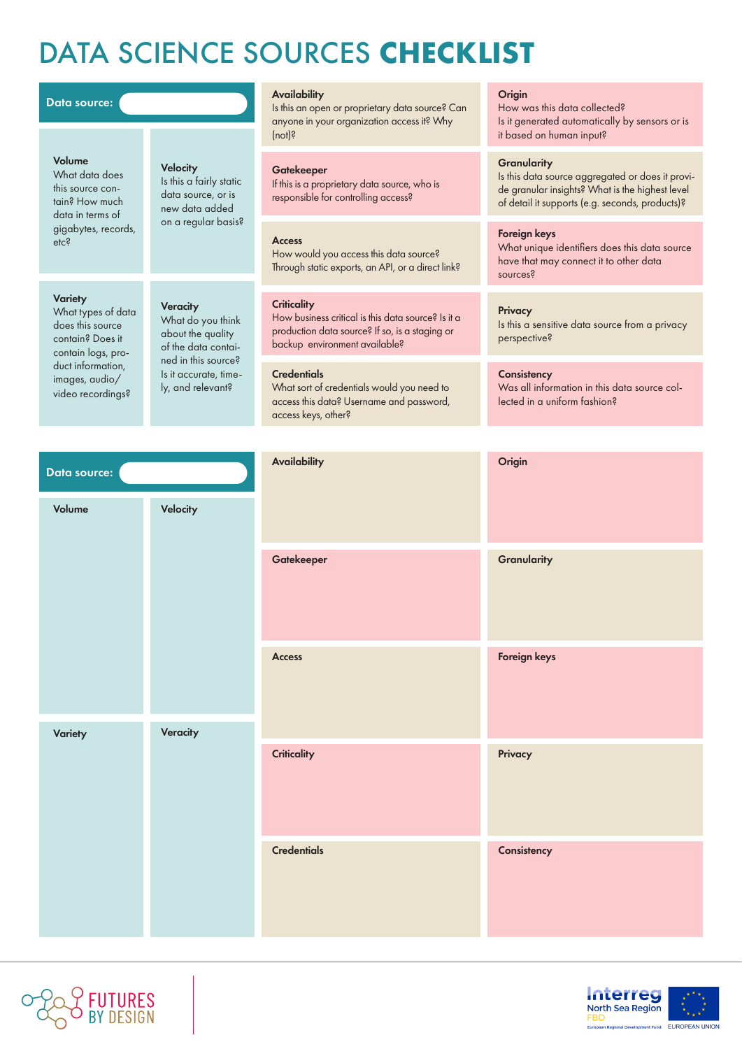# DATA SCIENCE SOURCES **CHECKLIST**

**Data source:**

**Volume**
What data does this source contain? How much data in terms of gigabytes, records, etc?

**Velocity**
Is this a fairly static data source, or is new data added on a regular basis?

**Variety**
What types of data does this source contain? Does it contain logs, product information, images, audio/video recordings?

**Veracity**
What do you think about the quality of the data contained in this source? Is it accurate, timely, and relevant?

**Availability**
Is this an open or proprietary data source? Can anyone in your organization access it? Why (not)?

**Gatekeeper**
If this is a proprietary data source, who is responsible for controlling access?

**Access**
How would you access this data source? Through static exports, an API, or a direct link?

**Criticality**
How business critical is this data source? Is it a production data source? If so, is a staging or backup environment available?

**Credentials**
What sort of credentials would you need to access this data? Username and password, access keys, other?

**Origin**
How was this data collected? Is it generated automatically by sensors or is it based on human input?

**Granularity**
Is this data source aggregated or does it provide granular insights? What is the highest level of detail it supports (e.g. seconds, products)?

**Foreign keys**
What unique identifiers does this data source have that may connect it to other data sources?

**Privacy**
Is this a sensitive data source from a privacy perspective?

**Consistency**
Was all information in this data source collected in a uniform fashion?

---

**Data source:**

**Volume**

**Velocity**

**Variety**

**Veracity**

**Availability**

**Gatekeeper**

**Access**

**Criticality**

**Credentials**

**Origin**

**Granularity**

**Foreign keys**

**Privacy**

**Consistency**

FUTURES BY DESIGN

Interreg North Sea Region FBD
European Regional Development Fund
EUROPEAN UNION